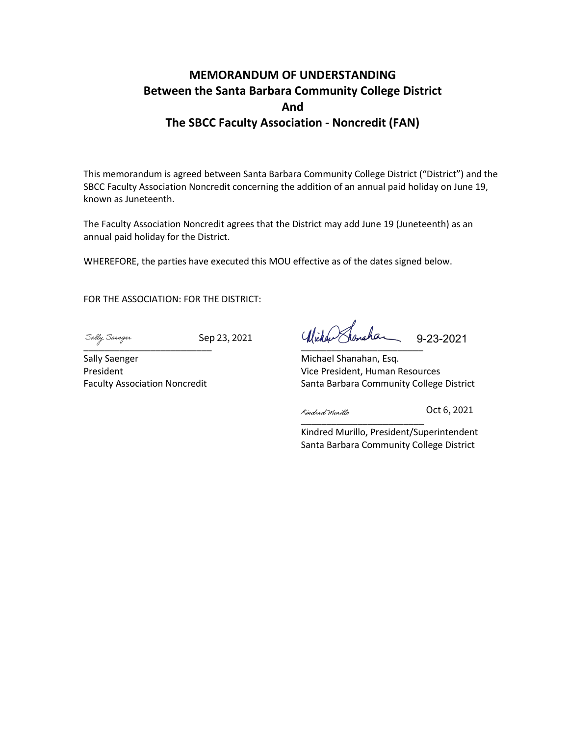# MEMORANDUM OF UNDERSTANDING
## Between the Santa Barbara Community College District
## And
## The SBCC Faculty Association - Noncredit (FAN)

This memorandum is agreed between Santa Barbara Community College District ("District") and the SBCC Faculty Association Noncredit concerning the addition of an annual paid holiday on June 19, known as Juneteenth.

The Faculty Association Noncredit agrees that the District may add June 19 (Juneteenth) as an annual paid holiday for the District.

WHEREFORE, the parties have executed this MOU effective as of the dates signed below.

FOR THE ASSOCIATION: FOR THE DISTRICT:

| FOR THE ASSOCIATION | | FOR THE DISTRICT | |
|---|---|---|---|
| *Sally Saenger* | Sep 23, 2021 | *Michael Shanahan* | 9-23-2021 |
| Sally Saenger<br>President<br>Faculty Association Noncredit | | Michael Shanahan, Esq.<br>Vice President, Human Resources<br>Santa Barbara Community College District | |
| | | *Kindred Murillo* | Oct 6, 2021 |
| | | Kindred Murillo, President/Superintendent<br>Santa Barbara Community College District | |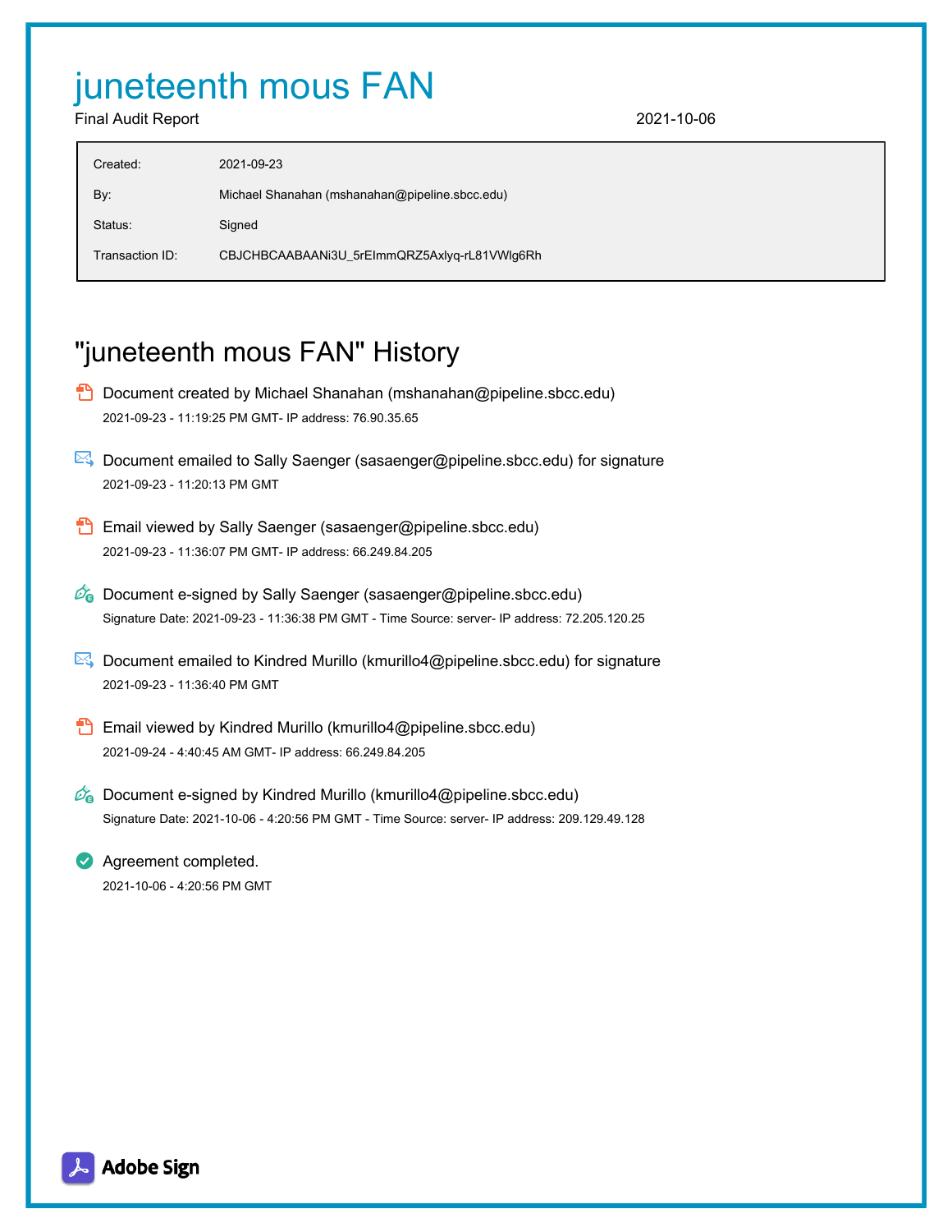# juneteenth mous FAN

Final Audit Report 2021-10-06

| | |
|---|---|
| Created: | 2021-09-23 |
| By: | Michael Shanahan (mshanahan@pipeline.sbcc.edu) |
| Status: | Signed |
| Transaction ID: | CBJCHBCAABAANi3U_5rElmmQRZ5Axlyq-rL81VWlg6Rh |

## "juneteenth mous FAN" History

- Document created by Michael Shanahan (mshanahan@pipeline.sbcc.edu)
  2021-09-23 - 11:19:25 PM GMT- IP address: 76.90.35.65

- Document emailed to Sally Saenger (sasaenger@pipeline.sbcc.edu) for signature
  2021-09-23 - 11:20:13 PM GMT

- Email viewed by Sally Saenger (sasaenger@pipeline.sbcc.edu)
  2021-09-23 - 11:36:07 PM GMT- IP address: 66.249.84.205

- Document e-signed by Sally Saenger (sasaenger@pipeline.sbcc.edu)
  Signature Date: 2021-09-23 - 11:36:38 PM GMT - Time Source: server- IP address: 72.205.120.25

- Document emailed to Kindred Murillo (kmurillo4@pipeline.sbcc.edu) for signature
  2021-09-23 - 11:36:40 PM GMT

- Email viewed by Kindred Murillo (kmurillo4@pipeline.sbcc.edu)
  2021-09-24 - 4:40:45 AM GMT- IP address: 66.249.84.205

- Document e-signed by Kindred Murillo (kmurillo4@pipeline.sbcc.edu)
  Signature Date: 2021-10-06 - 4:20:56 PM GMT - Time Source: server- IP address: 209.129.49.128

- Agreement completed.
  2021-10-06 - 4:20:56 PM GMT

Adobe Sign